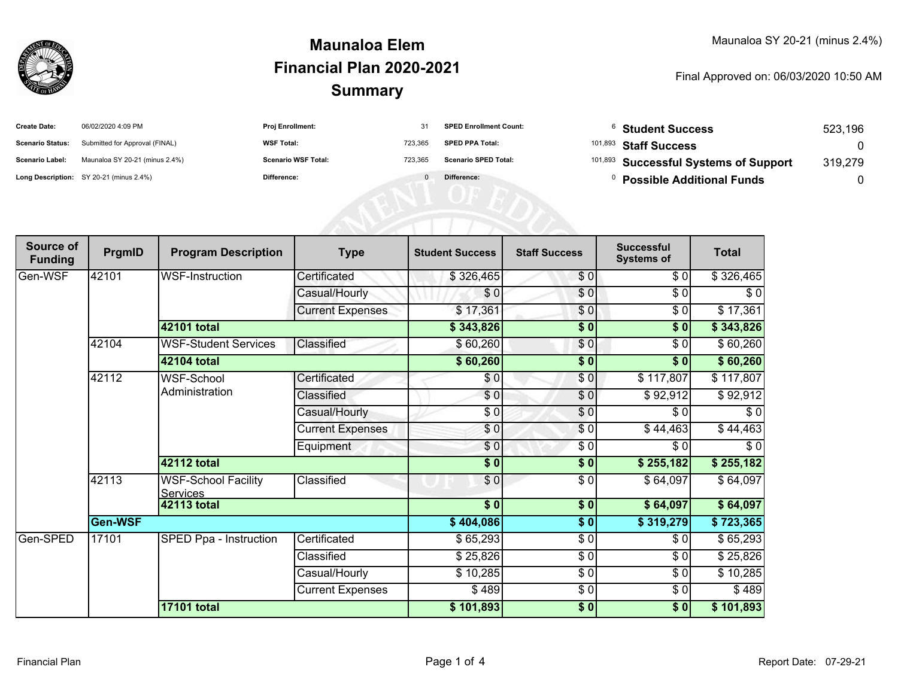Maunaloa SY 20-21 (minus 2.4%)

# Maunaloa Elem
# Financial Plan 2020-2021
# Summary

Final Approved on: 06/03/2020 10:50 AM

| | | | | | |
|---|---|---|---|---|---|
| **Create Date:** | 06/02/2020 4:09 PM | **Proj Enrollment:** | 31 | **SPED Enrollment Count:** | 6 |
| **Scenario Status:** | Submitted for Approval (FINAL) | **WSF Total:** | 723,365 | **SPED PPA Total:** | 101,893 |
| **Scenario Label:** | Maunaloa SY 20-21 (minus 2.4%) | **Scenario WSF Total:** | 723,365 | **Scenario SPED Total:** | 101,893 |
| **Long Description:** | SY 20-21 (minus 2.4%) | **Difference:** | 0 | **Difference:** | 0 |

| | |
|---|---|
| **Student Success** | 523,196 |
| **Staff Success** | 0 |
| **Successful Systems of Support** | 319,279 |
| **Possible Additional Funds** | 0 |

| Source of Funding | PrgmID | Program Description | Type | Student Success | Staff Success | Successful Systems of | Total |
|---|---|---|---|---|---|---|---|
| Gen-WSF | 42101 | WSF-Instruction | Certificated | $ 326,465 | $ 0 | $ 0 | $ 326,465 |
| | | | Casual/Hourly | $ 0 | $ 0 | $ 0 | $ 0 |
| | | | Current Expenses | $ 17,361 | $ 0 | $ 0 | $ 17,361 |
| | | **42101 total** | | **$ 343,826** | **$ 0** | **$ 0** | **$ 343,826** |
| | 42104 | WSF-Student Services | Classified | $ 60,260 | $ 0 | $ 0 | $ 60,260 |
| | | **42104 total** | | **$ 60,260** | **$ 0** | **$ 0** | **$ 60,260** |
| | 42112 | WSF-School Administration | Certificated | $ 0 | $ 0 | $ 117,807 | $ 117,807 |
| | | | Classified | $ 0 | $ 0 | $ 92,912 | $ 92,912 |
| | | | Casual/Hourly | $ 0 | $ 0 | $ 0 | $ 0 |
| | | | Current Expenses | $ 0 | $ 0 | $ 44,463 | $ 44,463 |
| | | | Equipment | $ 0 | $ 0 | $ 0 | $ 0 |
| | | **42112 total** | | **$ 0** | **$ 0** | **$ 255,182** | **$ 255,182** |
| | 42113 | WSF-School Facility Services | Classified | $ 0 | $ 0 | $ 64,097 | $ 64,097 |
| | | **42113 total** | | **$ 0** | **$ 0** | **$ 64,097** | **$ 64,097** |
| | **Gen-WSF** | | | **$ 404,086** | **$ 0** | **$ 319,279** | **$ 723,365** |
| Gen-SPED | 17101 | SPED Ppa - Instruction | Certificated | $ 65,293 | $ 0 | $ 0 | $ 65,293 |
| | | | Classified | $ 25,826 | $ 0 | $ 0 | $ 25,826 |
| | | | Casual/Hourly | $ 10,285 | $ 0 | $ 0 | $ 10,285 |
| | | | Current Expenses | $ 489 | $ 0 | $ 0 | $ 489 |
| | | **17101 total** | | **$ 101,893** | **$ 0** | **$ 0** | **$ 101,893** |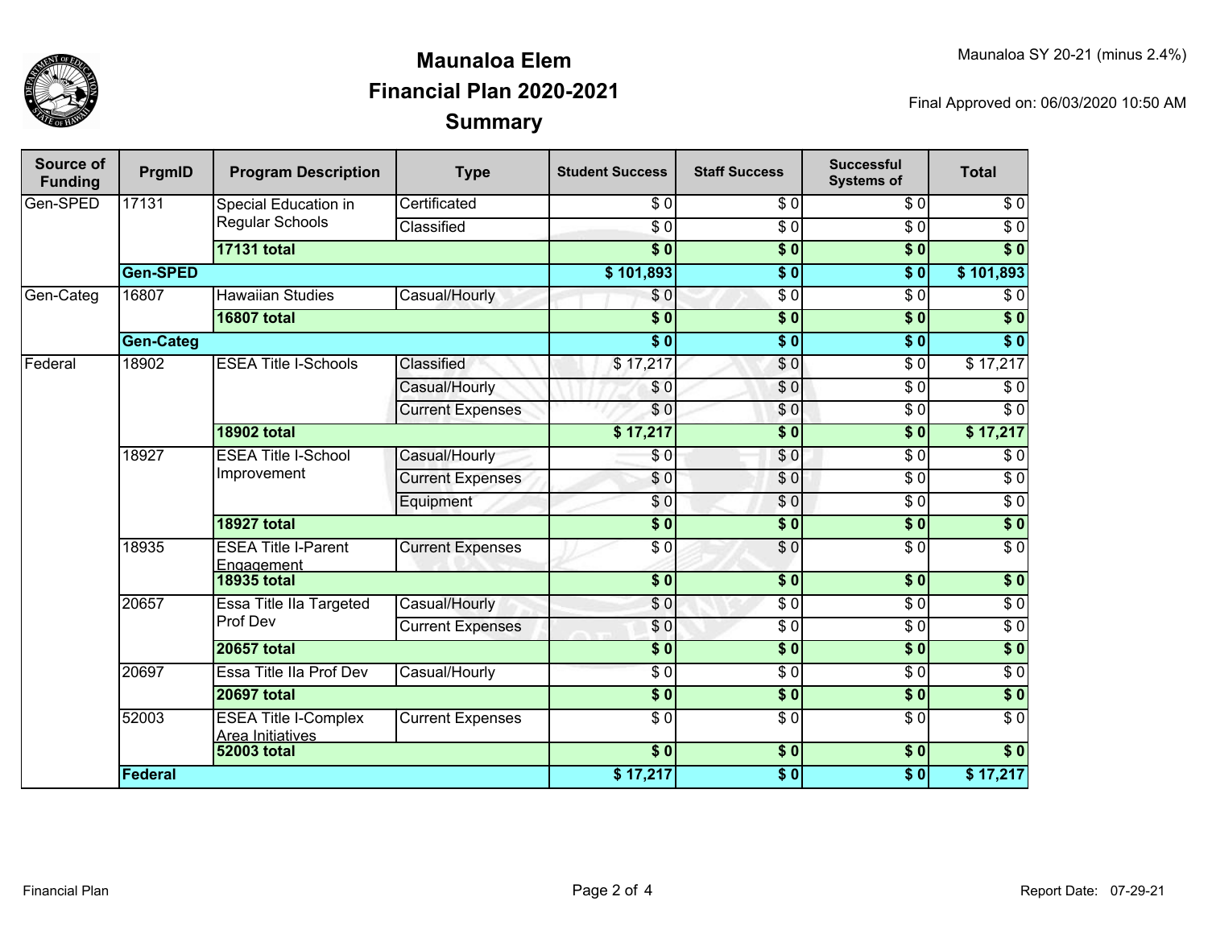# Maunaloa Elem
## Financial Plan 2020-2021
## Summary

Maunaloa SY 20-21 (minus 2.4%)

Final Approved on: 06/03/2020 10:50 AM

| Source of Funding | PrgmID | Program Description | Type | Student Success | Staff Success | Successful Systems of | Total |
|---|---|---|---|---|---|---|---|
| Gen-SPED | 17131 | Special Education in Regular Schools | Certificated | $ 0 | $ 0 | $ 0 | $ 0 |
| | | | Classified | $ 0 | $ 0 | $ 0 | $ 0 |
| | | **17131 total** | | **$ 0** | **$ 0** | **$ 0** | **$ 0** |
| | **Gen-SPED** | | | **$ 101,893** | **$ 0** | **$ 0** | **$ 101,893** |
| Gen-Categ | 16807 | Hawaiian Studies | Casual/Hourly | $ 0 | $ 0 | $ 0 | $ 0 |
| | | **16807 total** | | **$ 0** | **$ 0** | **$ 0** | **$ 0** |
| | **Gen-Categ** | | | **$ 0** | **$ 0** | **$ 0** | **$ 0** |
| Federal | 18902 | ESEA Title I-Schools | Classified | $ 17,217 | $ 0 | $ 0 | $ 17,217 |
| | | | Casual/Hourly | $ 0 | $ 0 | $ 0 | $ 0 |
| | | | Current Expenses | $ 0 | $ 0 | $ 0 | $ 0 |
| | | **18902 total** | | **$ 17,217** | **$ 0** | **$ 0** | **$ 17,217** |
| | 18927 | ESEA Title I-School Improvement | Casual/Hourly | $ 0 | $ 0 | $ 0 | $ 0 |
| | | | Current Expenses | $ 0 | $ 0 | $ 0 | $ 0 |
| | | | Equipment | $ 0 | $ 0 | $ 0 | $ 0 |
| | | **18927 total** | | **$ 0** | **$ 0** | **$ 0** | **$ 0** |
| | 18935 | ESEA Title I-Parent Engagement | Current Expenses | $ 0 | $ 0 | $ 0 | $ 0 |
| | | **18935 total** | | **$ 0** | **$ 0** | **$ 0** | **$ 0** |
| | 20657 | Essa Title IIa Targeted Prof Dev | Casual/Hourly | $ 0 | $ 0 | $ 0 | $ 0 |
| | | | Current Expenses | $ 0 | $ 0 | $ 0 | $ 0 |
| | | **20657 total** | | **$ 0** | **$ 0** | **$ 0** | **$ 0** |
| | 20697 | Essa Title IIa Prof Dev | Casual/Hourly | $ 0 | $ 0 | $ 0 | $ 0 |
| | | **20697 total** | | **$ 0** | **$ 0** | **$ 0** | **$ 0** |
| | 52003 | ESEA Title I-Complex Area Initiatives | Current Expenses | $ 0 | $ 0 | $ 0 | $ 0 |
| | | **52003 total** | | **$ 0** | **$ 0** | **$ 0** | **$ 0** |
| | **Federal** | | | **$ 17,217** | **$ 0** | **$ 0** | **$ 17,217** |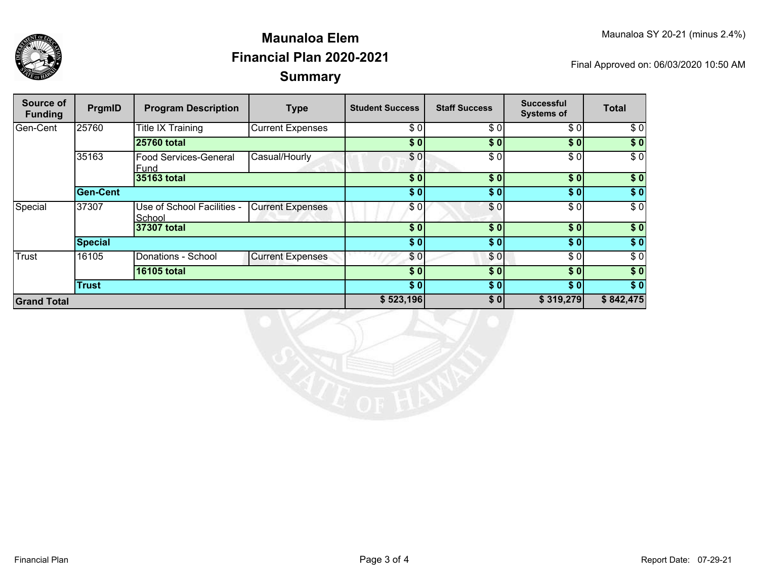# Maunaloa Elem
## Financial Plan 2020-2021
## Summary

Maunaloa SY 20-21 (minus 2.4%)

Final Approved on: 06/03/2020 10:50 AM

| Source of Funding | PrgmID | Program Description | Type | Student Success | Staff Success | Successful Systems of | Total |
|---|---|---|---|---|---|---|---|
| Gen-Cent | 25760 | Title IX Training | Current Expenses | $ 0 | $ 0 | $ 0 | $ 0 |
| | | **25760 total** | | **$ 0** | **$ 0** | **$ 0** | **$ 0** |
| | 35163 | Food Services-General Fund | Casual/Hourly | $ 0 | $ 0 | $ 0 | $ 0 |
| | | **35163 total** | | **$ 0** | **$ 0** | **$ 0** | **$ 0** |
| | **Gen-Cent** | | | **$ 0** | **$ 0** | **$ 0** | **$ 0** |
| Special | 37307 | Use of School Facilities - School | Current Expenses | $ 0 | $ 0 | $ 0 | $ 0 |
| | | **37307 total** | | **$ 0** | **$ 0** | **$ 0** | **$ 0** |
| | **Special** | | | **$ 0** | **$ 0** | **$ 0** | **$ 0** |
| Trust | 16105 | Donations - School | Current Expenses | $ 0 | $ 0 | $ 0 | $ 0 |
| | | **16105 total** | | **$ 0** | **$ 0** | **$ 0** | **$ 0** |
| | **Trust** | | | **$ 0** | **$ 0** | **$ 0** | **$ 0** |
| **Grand Total** | | | | **$ 523,196** | **$ 0** | **$ 319,279** | **$ 842,475** |

Financial Plan

Report Date: 07-29-21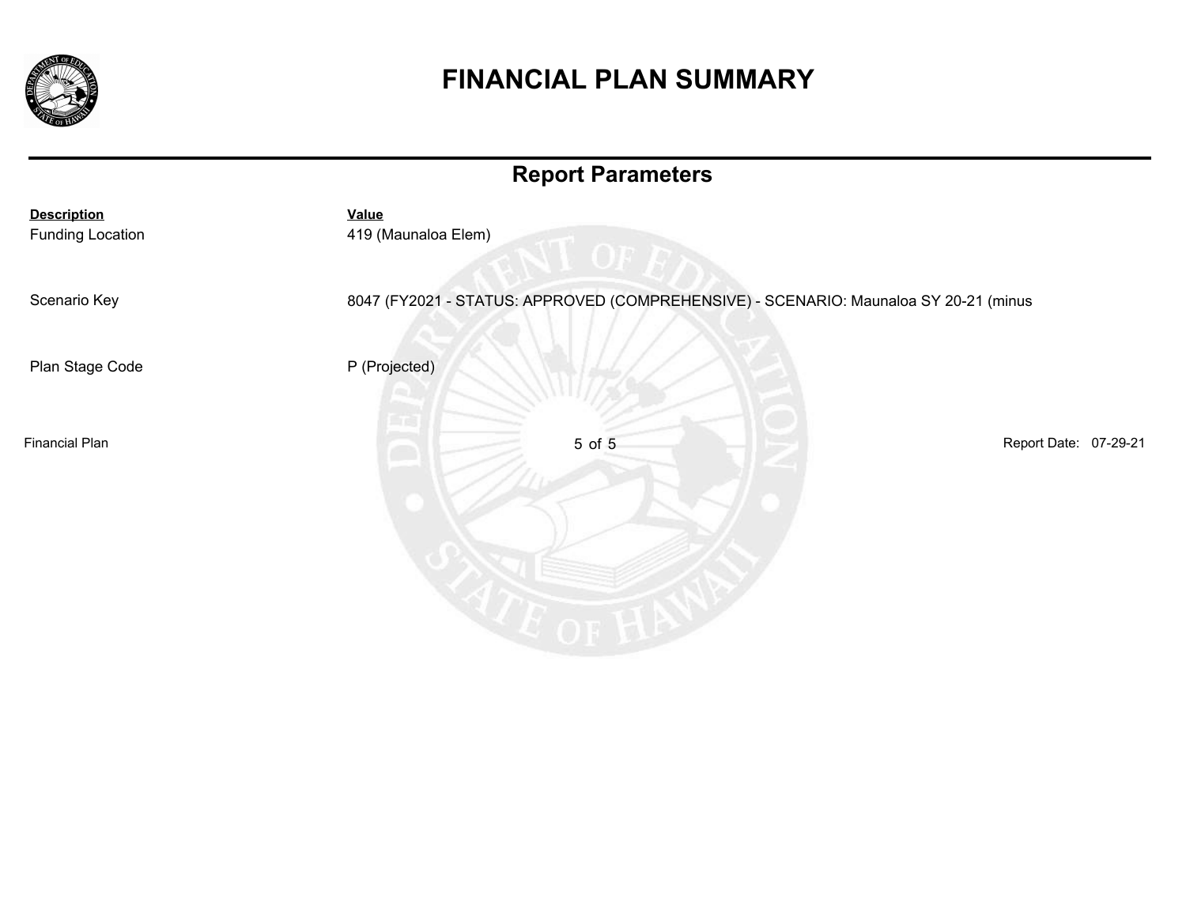# FINANCIAL PLAN SUMMARY

## Report Parameters

| Description | Value |
|---|---|
| Funding Location | 419 (Maunaloa Elem) |
| Scenario Key | 8047 (FY2021 - STATUS: APPROVED (COMPREHENSIVE) - SCENARIO: Maunaloa SY 20-21 (minus |
| Plan Stage Code | P (Projected) |

Report Date: 07-29-21